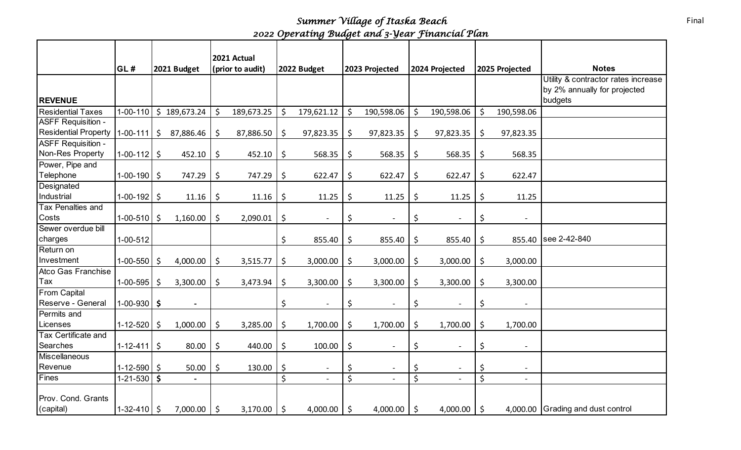# Summer Village of Itaska Beach

## 2022 Operating Budget and 3-Year Financial Plan

Final

| | GL # | 2021 Budget | 2021 Actual (prior to audit) | 2022 Budget | 2023 Projected | 2024 Projected | 2025 Projected | Notes |
|---|---|---|---|---|---|---|---|---|
| **REVENUE** | | | | | | | | Utility & contractor rates increase by 2% annually for projected budgets |
| Residential Taxes | 1-00-110 | $ 189,673.24 | $ 189,673.25 | $ 179,621.12 | $ 190,598.06 | $ 190,598.06 | $ 190,598.06 | |
| ASFF Requisition - Residential Property | 1-00-111 | $ 87,886.46 | $ 87,886.50 | $ 97,823.35 | $ 97,823.35 | $ 97,823.35 | $ 97,823.35 | |
| ASFF Requisition - Non-Res Property | 1-00-112 | $ 452.10 | $ 452.10 | $ 568.35 | $ 568.35 | $ 568.35 | $ 568.35 | |
| Power, Pipe and Telephone | 1-00-190 | $ 747.29 | $ 747.29 | $ 622.47 | $ 622.47 | $ 622.47 | $ 622.47 | |
| Designated Industrial | 1-00-192 | $ 11.16 | $ 11.16 | $ 11.25 | $ 11.25 | $ 11.25 | $ 11.25 | |
| Tax Penalties and Costs | 1-00-510 | $ 1,160.00 | $ 2,090.01 | $ - | $ - | $ - | $ - | |
| Sewer overdue bill charges | 1-00-512 | | | $ 855.40 | $ 855.40 | $ 855.40 | $ 855.40 | see 2-42-840 |
| Return on Investment | 1-00-550 | $ 4,000.00 | $ 3,515.77 | $ 3,000.00 | $ 3,000.00 | $ 3,000.00 | $ 3,000.00 | |
| Atco Gas Franchise Tax | 1-00-595 | $ 3,300.00 | $ 3,473.94 | $ 3,300.00 | $ 3,300.00 | $ 3,300.00 | $ 3,300.00 | |
| From Capital Reserve - General | 1-00-930 | $ - | | $ - | $ - | $ - | $ - | |
| Permits and Licenses | 1-12-520 | $ 1,000.00 | $ 3,285.00 | $ 1,700.00 | $ 1,700.00 | $ 1,700.00 | $ 1,700.00 | |
| Tax Certificate and Searches | 1-12-411 | $ 80.00 | $ 440.00 | $ 100.00 | $ - | $ - | $ - | |
| Miscellaneous Revenue | 1-12-590 | $ 50.00 | $ 130.00 | $ - | $ - | $ - | $ - | |
| Fines | 1-21-530 | $ - | | $ - | $ - | $ - | $ - | |
| Prov. Cond. Grants (capital) | 1-32-410 | $ 7,000.00 | $ 3,170.00 | $ 4,000.00 | $ 4,000.00 | $ 4,000.00 | $ 4,000.00 | Grading and dust control |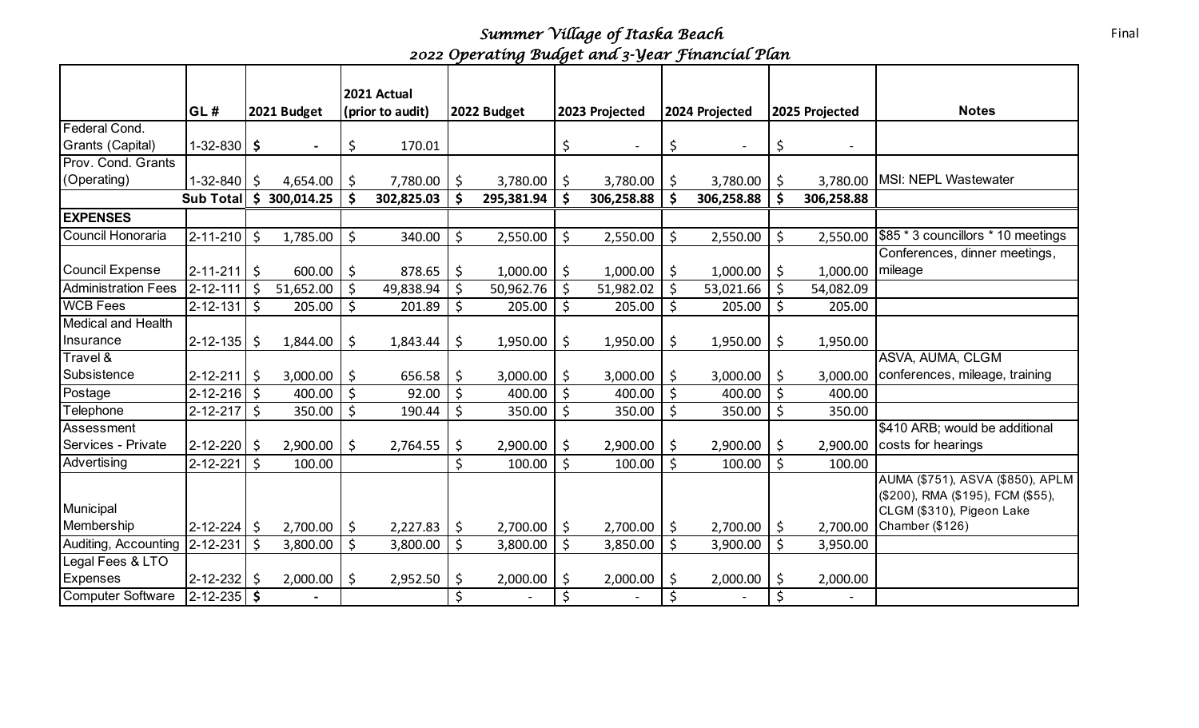*Summer Village of Itaska Beach*

*2022 Operating Budget and 3-Year Financial Plan*

Final

| | GL # | 2021 Budget | 2021 Actual (prior to audit) | 2022 Budget | 2023 Projected | 2024 Projected | 2025 Projected | Notes |
|---|---|---|---|---|---|---|---|---|
| Federal Cond. Grants (Capital) | 1-32-830 | $ - | $ 170.01 | | $ - | $ - | $ - | |
| Prov. Cond. Grants (Operating) | 1-32-840 | $ 4,654.00 | $ 7,780.00 | $ 3,780.00 | $ 3,780.00 | $ 3,780.00 | $ 3,780.00 | MSI: NEPL Wastewater |
| | **Sub Total** | **$ 300,014.25** | **$ 302,825.03** | **$ 295,381.94** | **$ 306,258.88** | **$ 306,258.88** | **$ 306,258.88** | |
| **EXPENSES** | | | | | | | | |
| Council Honoraria | 2-11-210 | $ 1,785.00 | $ 340.00 | $ 2,550.00 | $ 2,550.00 | $ 2,550.00 | $ 2,550.00 | $85 * 3 councillors * 10 meetings |
| Council Expense | 2-11-211 | $ 600.00 | $ 878.65 | $ 1,000.00 | $ 1,000.00 | $ 1,000.00 | $ 1,000.00 | Conferences, dinner meetings, mileage |
| Administration Fees | 2-12-111 | $ 51,652.00 | $ 49,838.94 | $ 50,962.76 | $ 51,982.02 | $ 53,021.66 | $ 54,082.09 | |
| WCB Fees | 2-12-131 | $ 205.00 | $ 201.89 | $ 205.00 | $ 205.00 | $ 205.00 | $ 205.00 | |
| Medical and Health Insurance | 2-12-135 | $ 1,844.00 | $ 1,843.44 | $ 1,950.00 | $ 1,950.00 | $ 1,950.00 | $ 1,950.00 | |
| Travel & Subsistence | 2-12-211 | $ 3,000.00 | $ 656.58 | $ 3,000.00 | $ 3,000.00 | $ 3,000.00 | $ 3,000.00 | ASVA, AUMA, CLGM conferences, mileage, training |
| Postage | 2-12-216 | $ 400.00 | $ 92.00 | $ 400.00 | $ 400.00 | $ 400.00 | $ 400.00 | |
| Telephone | 2-12-217 | $ 350.00 | $ 190.44 | $ 350.00 | $ 350.00 | $ 350.00 | $ 350.00 | |
| Assessment Services - Private | 2-12-220 | $ 2,900.00 | $ 2,764.55 | $ 2,900.00 | $ 2,900.00 | $ 2,900.00 | $ 2,900.00 | $410 ARB; would be additional costs for hearings |
| Advertising | 2-12-221 | $ 100.00 | | $ 100.00 | $ 100.00 | $ 100.00 | $ 100.00 | |
| Municipal Membership | 2-12-224 | $ 2,700.00 | $ 2,227.83 | $ 2,700.00 | $ 2,700.00 | $ 2,700.00 | $ 2,700.00 | AUMA ($751), ASVA ($850), APLM ($200), RMA ($195), FCM ($55), CLGM ($310), Pigeon Lake Chamber ($126) |
| Auditing, Accounting | 2-12-231 | $ 3,800.00 | $ 3,800.00 | $ 3,800.00 | $ 3,850.00 | $ 3,900.00 | $ 3,950.00 | |
| Legal Fees & LTO Expenses | 2-12-232 | $ 2,000.00 | $ 2,952.50 | $ 2,000.00 | $ 2,000.00 | $ 2,000.00 | $ 2,000.00 | |
| Computer Software | 2-12-235 | $ - | | $ - | $ - | $ - | $ - | |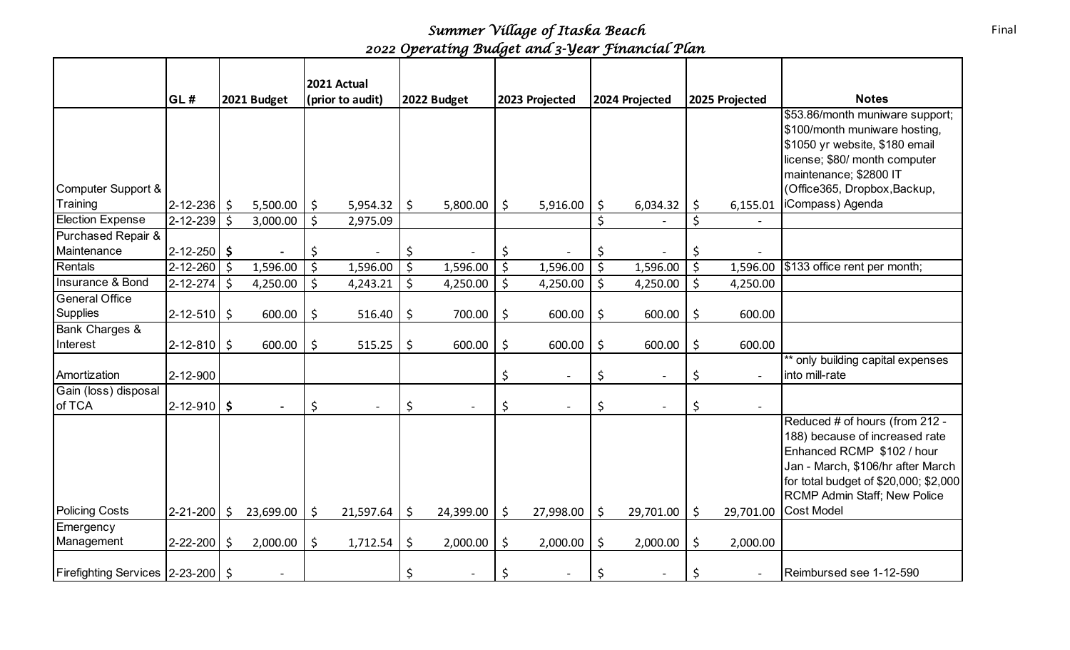# *Summer Village of Itaska Beach*

## *2022 Operating Budget and 3-Year Financial Plan*

Final

| | GL # | 2021 Budget | 2021 Actual (prior to audit) | 2022 Budget | 2023 Projected | 2024 Projected | 2025 Projected | Notes |
|---|---|---|---|---|---|---|---|---|
| Computer Support & Training | 2-12-236 | $ 5,500.00 | $ 5,954.32 | $ 5,800.00 | $ 5,916.00 | $ 6,034.32 | $ 6,155.01 | $53.86/month muniware support; $100/month muniware hosting, $1050 yr website, $180 email license; $80/ month computer maintenance; $2800 IT (Office365, Dropbox,Backup, iCompass) Agenda |
| Election Expense | 2-12-239 | $ 3,000.00 | $ 2,975.09 | | | $ - | $ - | |
| Purchased Repair & Maintenance | 2-12-250 | $ - | $ - | $ - | $ - | $ - | $ - | |
| Rentals | 2-12-260 | $ 1,596.00 | $ 1,596.00 | $ 1,596.00 | $ 1,596.00 | $ 1,596.00 | $ 1,596.00 | $133 office rent per month; |
| Insurance & Bond | 2-12-274 | $ 4,250.00 | $ 4,243.21 | $ 4,250.00 | $ 4,250.00 | $ 4,250.00 | $ 4,250.00 | |
| General Office Supplies | 2-12-510 | $ 600.00 | $ 516.40 | $ 700.00 | $ 600.00 | $ 600.00 | $ 600.00 | |
| Bank Charges & Interest | 2-12-810 | $ 600.00 | $ 515.25 | $ 600.00 | $ 600.00 | $ 600.00 | $ 600.00 | |
| Amortization | 2-12-900 | | | | $ - | $ - | $ - | ** only building capital expenses into mill-rate |
| Gain (loss) disposal of TCA | 2-12-910 | $ - | $ - | $ - | $ - | $ - | $ - | |
| Policing Costs | 2-21-200 | $ 23,699.00 | $ 21,597.64 | $ 24,399.00 | $ 27,998.00 | $ 29,701.00 | $ 29,701.00 | Reduced # of hours (from 212 - 188) because of increased rate Enhanced RCMP $102 / hour Jan - March, $106/hr after March for total budget of $20,000; $2,000 RCMP Admin Staff; New Police Cost Model |
| Emergency Management | 2-22-200 | $ 2,000.00 | $ 1,712.54 | $ 2,000.00 | $ 2,000.00 | $ 2,000.00 | $ 2,000.00 | |
| Firefighting Services | 2-23-200 | $ - | | $ - | $ - | $ - | $ - | Reimbursed see 1-12-590 |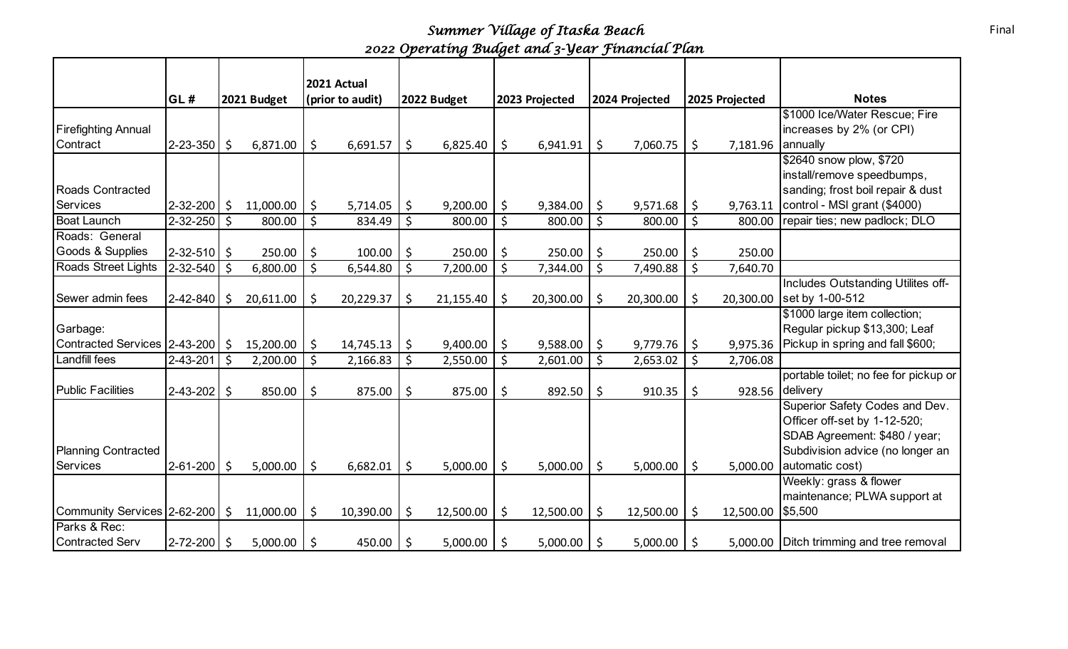# Summer Village of Itaska Beach

## 2022 Operating Budget and 3-Year Financial Plan

Final

| | GL # | 2021 Budget | 2021 Actual (prior to audit) | 2022 Budget | 2023 Projected | 2024 Projected | 2025 Projected | Notes |
|---|---|---|---|---|---|---|---|---|
| Firefighting Annual Contract | 2-23-350 | $ 6,871.00 | $ 6,691.57 | $ 6,825.40 | $ 6,941.91 | $ 7,060.75 | $ 7,181.96 | $1000 Ice/Water Rescue; Fire increases by 2% (or CPI) annually |
| Roads Contracted Services | 2-32-200 | $ 11,000.00 | $ 5,714.05 | $ 9,200.00 | $ 9,384.00 | $ 9,571.68 | $ 9,763.11 | $2640 snow plow, $720 install/remove speedbumps, sanding; frost boil repair & dust control - MSI grant ($4000) |
| Boat Launch | 2-32-250 | $ 800.00 | $ 834.49 | $ 800.00 | $ 800.00 | $ 800.00 | $ 800.00 | repair ties; new padlock; DLO |
| Roads: General Goods & Supplies | 2-32-510 | $ 250.00 | $ 100.00 | $ 250.00 | $ 250.00 | $ 250.00 | $ 250.00 | |
| Roads Street Lights | 2-32-540 | $ 6,800.00 | $ 6,544.80 | $ 7,200.00 | $ 7,344.00 | $ 7,490.88 | $ 7,640.70 | |
| Sewer admin fees | 2-42-840 | $ 20,611.00 | $ 20,229.37 | $ 21,155.40 | $ 20,300.00 | $ 20,300.00 | $ 20,300.00 | Includes Outstanding Utilites off-set by 1-00-512 |
| Garbage: Contracted Services | 2-43-200 | $ 15,200.00 | $ 14,745.13 | $ 9,400.00 | $ 9,588.00 | $ 9,779.76 | $ 9,975.36 | $1000 large item collection; Regular pickup $13,300; Leaf Pickup in spring and fall $600; |
| Landfill fees | 2-43-201 | $ 2,200.00 | $ 2,166.83 | $ 2,550.00 | $ 2,601.00 | $ 2,653.02 | $ 2,706.08 | |
| Public Facilities | 2-43-202 | $ 850.00 | $ 875.00 | $ 875.00 | $ 892.50 | $ 910.35 | $ 928.56 | portable toilet; no fee for pickup or delivery |
| Planning Contracted Services | 2-61-200 | $ 5,000.00 | $ 6,682.01 | $ 5,000.00 | $ 5,000.00 | $ 5,000.00 | $ 5,000.00 | Superior Safety Codes and Dev. Officer off-set by 1-12-520; SDAB Agreement: $480 / year; Subdivision advice (no longer an automatic cost) |
| Community Services | 2-62-200 | $ 11,000.00 | $ 10,390.00 | $ 12,500.00 | $ 12,500.00 | $ 12,500.00 | $ 12,500.00 | Weekly: grass & flower maintenance; PLWA support at $5,500 |
| Parks & Rec: Contracted Serv | 2-72-200 | $ 5,000.00 | $ 450.00 | $ 5,000.00 | $ 5,000.00 | $ 5,000.00 | $ 5,000.00 | Ditch trimming and tree removal |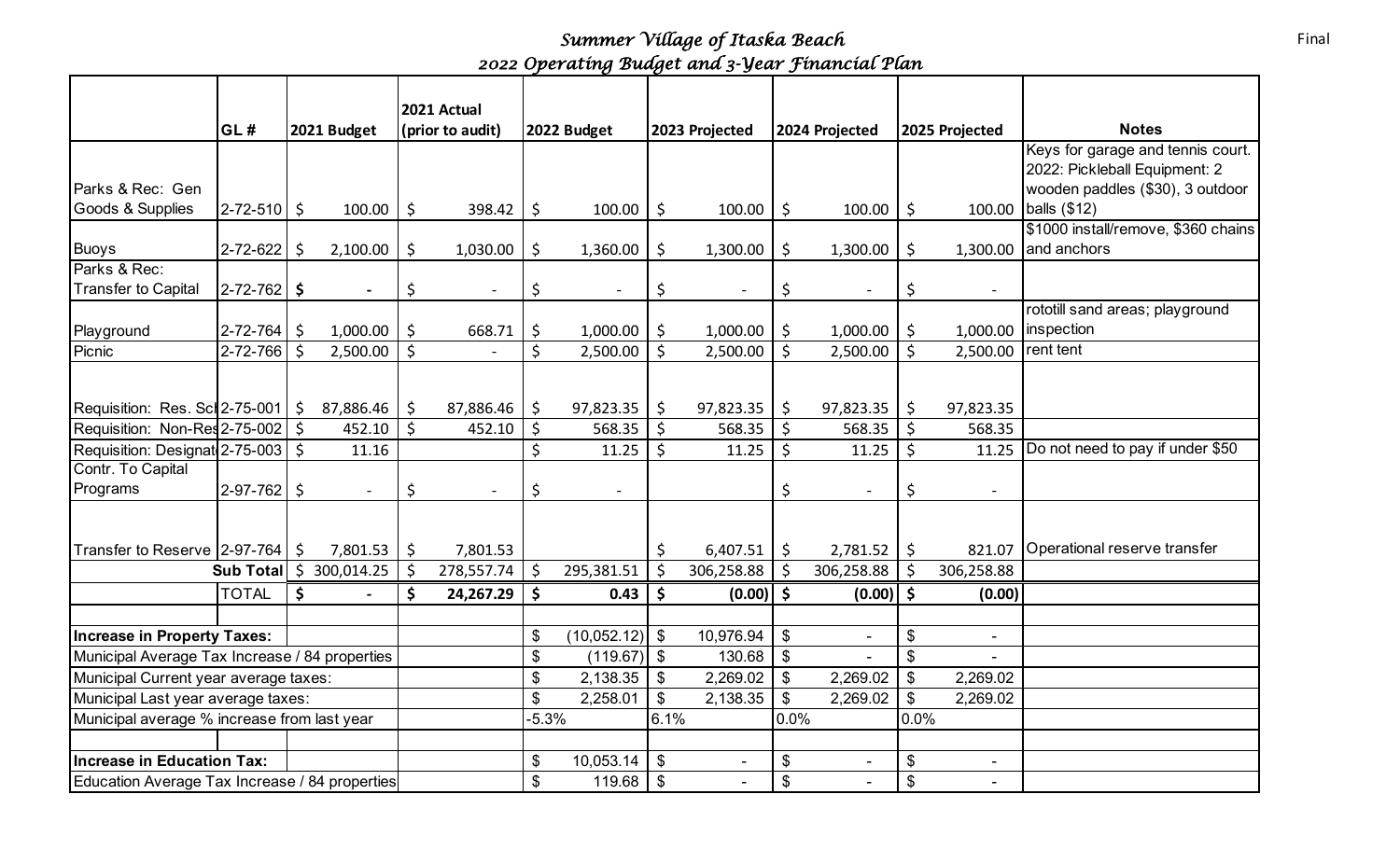*Summer Village of Itaska Beach*

*2022 Operating Budget and 3-Year Financial Plan*

Final

| | GL # | 2021 Budget | 2021 Actual (prior to audit) | 2022 Budget | 2023 Projected | 2024 Projected | 2025 Projected | Notes |
|---|---|---|---|---|---|---|---|---|
| Parks & Rec: Gen Goods & Supplies | 2-72-510 | $ 100.00 | $ 398.42 | $ 100.00 | $ 100.00 | $ 100.00 | $ 100.00 | Keys for garage and tennis court. 2022: Pickleball Equipment: 2 wooden paddles ($30), 3 outdoor balls ($12) |
| Buoys | 2-72-622 | $ 2,100.00 | $ 1,030.00 | $ 1,360.00 | $ 1,300.00 | $ 1,300.00 | $ 1,300.00 | $1000 install/remove, $360 chains and anchors |
| Parks & Rec: Transfer to Capital | 2-72-762 | $ - | $ - | $ - | $ - | $ - | $ - | |
| Playground | 2-72-764 | $ 1,000.00 | $ 668.71 | $ 1,000.00 | $ 1,000.00 | $ 1,000.00 | $ 1,000.00 | rototill sand areas; playground inspection |
| Picnic | 2-72-766 | $ 2,500.00 | $ - | $ 2,500.00 | $ 2,500.00 | $ 2,500.00 | $ 2,500.00 | rent tent |
| Requisition: Res. Sc | 2-75-001 | $ 87,886.46 | $ 87,886.46 | $ 97,823.35 | $ 97,823.35 | $ 97,823.35 | $ 97,823.35 | |
| Requisition: Non-Res | 2-75-002 | $ 452.10 | $ 452.10 | $ 568.35 | $ 568.35 | $ 568.35 | $ 568.35 | |
| Requisition: Designat | 2-75-003 | $ 11.16 | | $ 11.25 | $ 11.25 | $ 11.25 | $ 11.25 | Do not need to pay if under $50 |
| Contr. To Capital Programs | 2-97-762 | $ - | $ - | $ - | | $ - | $ - | |
| Transfer to Reserve | 2-97-764 | $ 7,801.53 | $ 7,801.53 | | $ 6,407.51 | $ 2,781.52 | $ 821.07 | Operational reserve transfer |
| | Sub Total | $ 300,014.25 | $ 278,557.74 | $ 295,381.51 | $ 306,258.88 | $ 306,258.88 | $ 306,258.88 | |
| | **TOTAL** | **$ -** | **$ 24,267.29** | **$ 0.43** | **$ (0.00)** | **$ (0.00)** | **$ (0.00)** | |
| | | | | | | | | |
| **Increase in Property Taxes:** | | | | $ (10,052.12) | $ 10,976.94 | $ - | $ - | |
| Municipal Average Tax Increase / 84 properties | | | | $ (119.67) | $ 130.68 | $ - | $ - | |
| Municipal Current year average taxes: | | | | $ 2,138.35 | $ 2,269.02 | $ 2,269.02 | $ 2,269.02 | |
| Municipal Last year average taxes: | | | | $ 2,258.01 | $ 2,138.35 | $ 2,269.02 | $ 2,269.02 | |
| Municipal average % increase from last year | | | | -5.3% | 6.1% | 0.0% | 0.0% | |
| | | | | | | | | |
| **Increase in Education Tax:** | | | | $ 10,053.14 | $ - | $ - | $ - | |
| Education Average Tax Increase / 84 properties | | | | $ 119.68 | $ - | $ - | $ - | |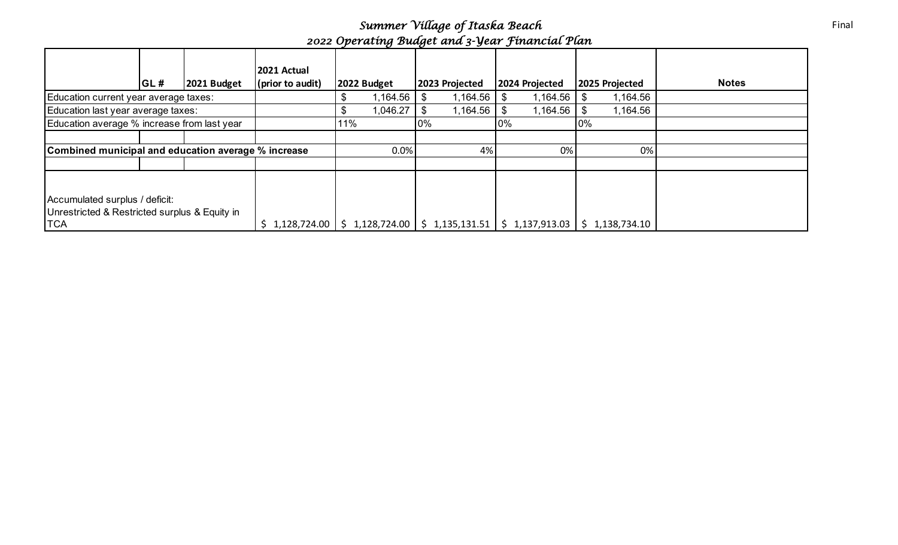## *Summer Village of Itaska Beach*
## *2022 Operating Budget and 3-Year Financial Plan*

Final

| | GL # | 2021 Budget | 2021 Actual (prior to audit) | 2022 Budget | 2023 Projected | 2024 Projected | 2025 Projected | Notes |
|---|---|---|---|---|---|---|---|---|
| Education current year average taxes: | | | | $ 1,164.56 | $ 1,164.56 | $ 1,164.56 | $ 1,164.56 | |
| Education last year average taxes: | | | | $ 1,046.27 | $ 1,164.56 | $ 1,164.56 | $ 1,164.56 | |
| Education average % increase from last year | | | | 11% | 0% | 0% | 0% | |
| | | | | | | | | |
| **Combined municipal and education average % increase** | | | | 0.0% | 4% | 0% | 0% | |
| | | | | | | | | |
| Accumulated surplus / deficit: Unrestricted & Restricted surplus & Equity in TCA | | | $ 1,128,724.00 | $ 1,128,724.00 | $ 1,135,131.51 | $ 1,137,913.03 | $ 1,138,734.10 | |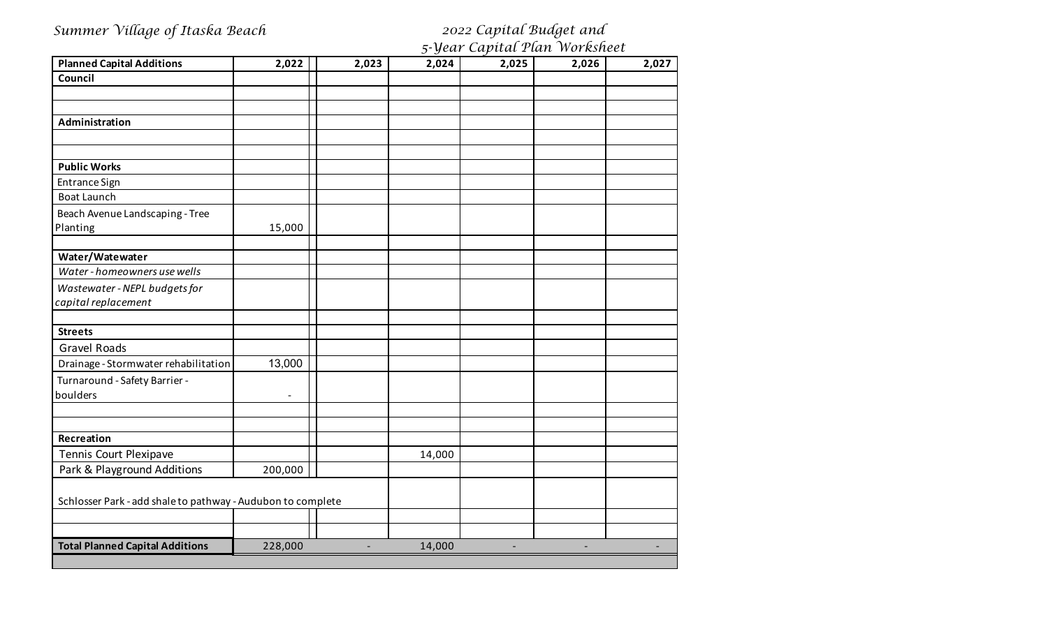Summer Village of Itaska Beach

2022 Capital Budget and 5-Year Capital Plan Worksheet

| Planned Capital Additions | 2,022 | 2,023 | 2,024 | 2,025 | 2,026 | 2,027 |
|---|---|---|---|---|---|---|
| **Council** | | | | | | |
| | | | | | | |
| | | | | | | |
| **Administration** | | | | | | |
| | | | | | | |
| | | | | | | |
| **Public Works** | | | | | | |
| Entrance Sign | | | | | | |
| Boat Launch | | | | | | |
| Beach Avenue Landscaping - Tree Planting | 15,000 | | | | | |
| | | | | | | |
| **Water/Watewater** | | | | | | |
| *Water - homeowners use wells* | | | | | | |
| *Wastewater - NEPL budgets for capital replacement* | | | | | | |
| | | | | | | |
| **Streets** | | | | | | |
| Gravel Roads | | | | | | |
| Drainage - Stormwater rehabilitation | 13,000 | | | | | |
| Turnaround - Safety Barrier - boulders | - | | | | | |
| | | | | | | |
| | | | | | | |
| **Recreation** | | | | | | |
| Tennis Court Plexipave | | | 14,000 | | | |
| Park & Playground Additions | 200,000 | | | | | |
| Schlosser Park - add shale to pathway - Audubon to complete | | | | | | |
| | | | | | | |
| | | | | | | |
| **Total Planned Capital Additions** | 228,000 | - | 14,000 | - | - | - |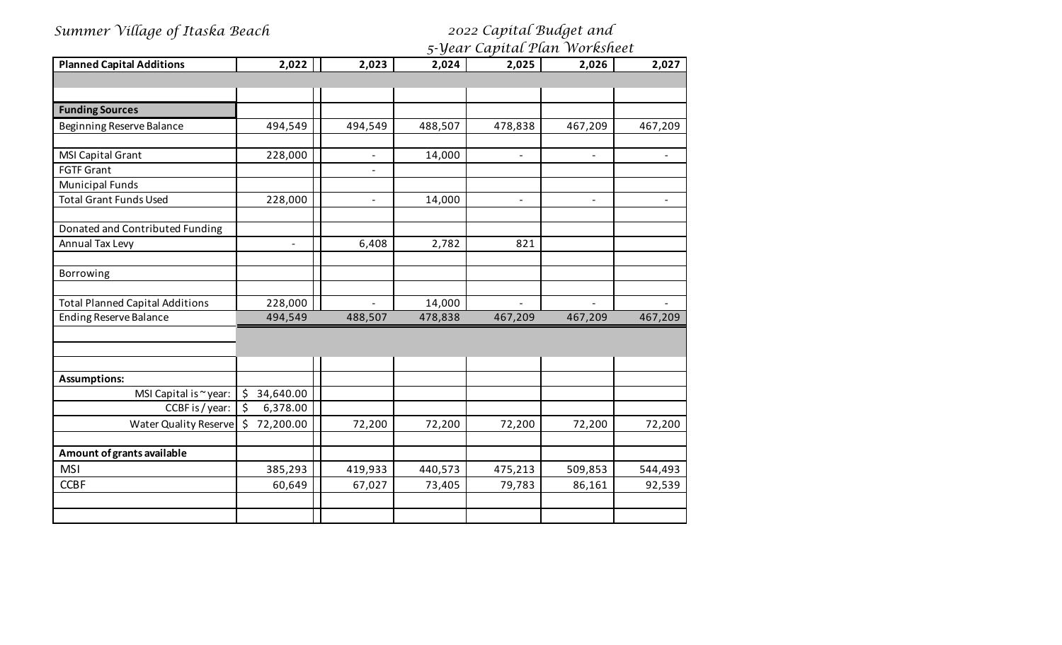*Summer Village of Itaska Beach*

*2022 Capital Budget and 5-Year Capital Plan Worksheet*

| **Planned Capital Additions** | **2,022** | **2,023** | **2,024** | **2,025** | **2,026** | **2,027** |
|---|---|---|---|---|---|---|
| | | | | | | |
| | | | | | | |
| **Funding Sources** | | | | | | |
| Beginning Reserve Balance | 494,549 | 494,549 | 488,507 | 478,838 | 467,209 | 467,209 |
| | | | | | | |
| MSI Capital Grant | 228,000 | - | 14,000 | - | - | - |
| FGTF Grant | | - | | | | |
| Municipal Funds | | | | | | |
| Total Grant Funds Used | 228,000 | - | 14,000 | - | - | - |
| | | | | | | |
| Donated and Contributed Funding | | | | | | |
| Annual Tax Levy | - | 6,408 | 2,782 | 821 | | |
| | | | | | | |
| Borrowing | | | | | | |
| | | | | | | |
| Total Planned Capital Additions | 228,000 | - | 14,000 | - | - | - |
| Ending Reserve Balance | 494,549 | 488,507 | 478,838 | 467,209 | 467,209 | 467,209 |
| | | | | | | |
| | | | | | | |
| | | | | | | |
| **Assumptions:** | | | | | | |
| MSI Capital is ~ year: | $ 34,640.00 | | | | | |
| CCBF is / year: | $ 6,378.00 | | | | | |
| Water Quality Reserve | $ 72,200.00 | 72,200 | 72,200 | 72,200 | 72,200 | 72,200 |
| | | | | | | |
| **Amount of grants available** | | | | | | |
| MSI | 385,293 | 419,933 | 440,573 | 475,213 | 509,853 | 544,493 |
| CCBF | 60,649 | 67,027 | 73,405 | 79,783 | 86,161 | 92,539 |
| | | | | | | |
| | | | | | | |